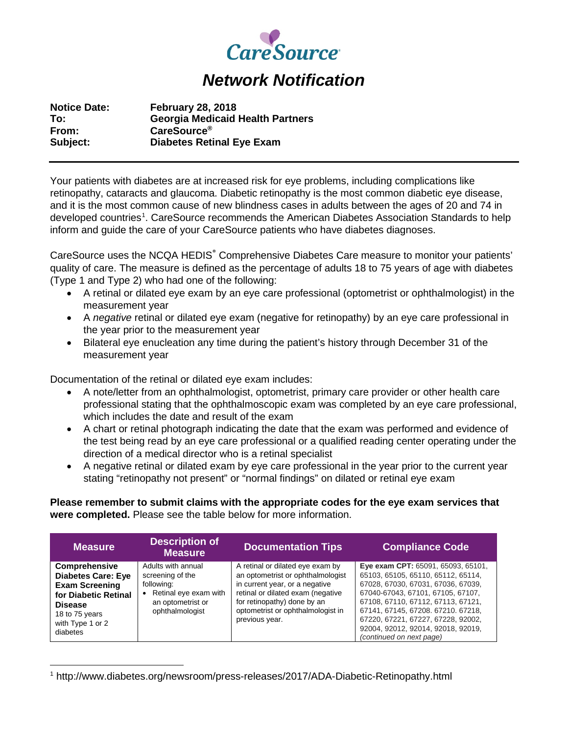CareSource

# Network Notification

**Notice Date:** **February 28, 2018**
**To:** **Georgia Medicaid Health Partners**
**From:** **CareSource®**
**Subject:** **Diabetes Retinal Eye Exam**

---

Your patients with diabetes are at increased risk for eye problems, including complications like retinopathy, cataracts and glaucoma. Diabetic retinopathy is the most common diabetic eye disease, and it is the most common cause of new blindness cases in adults between the ages of 20 and 74 in developed countries[1]. CareSource recommends the American Diabetes Association Standards to help inform and guide the care of your CareSource patients who have diabetes diagnoses.

CareSource uses the NCQA HEDIS® Comprehensive Diabetes Care measure to monitor your patients' quality of care. The measure is defined as the percentage of adults 18 to 75 years of age with diabetes (Type 1 and Type 2) who had one of the following:

- A retinal or dilated eye exam by an eye care professional (optometrist or ophthalmologist) in the measurement year
- A *negative* retinal or dilated eye exam (negative for retinopathy) by an eye care professional in the year prior to the measurement year
- Bilateral eye enucleation any time during the patient's history through December 31 of the measurement year

Documentation of the retinal or dilated eye exam includes:

- A note/letter from an ophthalmologist, optometrist, primary care provider or other health care professional stating that the ophthalmoscopic exam was completed by an eye care professional, which includes the date and result of the exam
- A chart or retinal photograph indicating the date that the exam was performed and evidence of the test being read by an eye care professional or a qualified reading center operating under the direction of a medical director who is a retinal specialist
- A negative retinal or dilated exam by eye care professional in the year prior to the current year stating "retinopathy not present" or "normal findings" on dilated or retinal eye exam

**Please remember to submit claims with the appropriate codes for the eye exam services that were completed.** Please see the table below for more information.

| Measure | Description of Measure | Documentation Tips | Compliance Code |
| --- | --- | --- | --- |
| **Comprehensive Diabetes Care: Eye Exam Screening for Diabetic Retinal Disease** 18 to 75 years with Type 1 or 2 diabetes | Adults with annual screening of the following: • Retinal eye exam with an optometrist or ophthalmologist | A retinal or dilated eye exam by an optometrist or ophthalmologist in current year, or a negative retinal or dilated exam (negative for retinopathy) done by an optometrist or ophthalmologist in previous year. | **Eye exam CPT:** 65091, 65093, 65101, 65103, 65105, 65110, 65112, 65114, 67028, 67030, 67031, 67036, 67039, 67040-67043, 67101, 67105, 67107, 67108, 67110, 67112, 67113, 67121, 67141, 67145, 67208. 67210. 67218, 67220, 67221, 67227, 67228, 92002, 92004, 92012, 92014, 92018, 92019, *(continued on next page)* |

[1] http://www.diabetes.org/newsroom/press-releases/2017/ADA-Diabetic-Retinopathy.html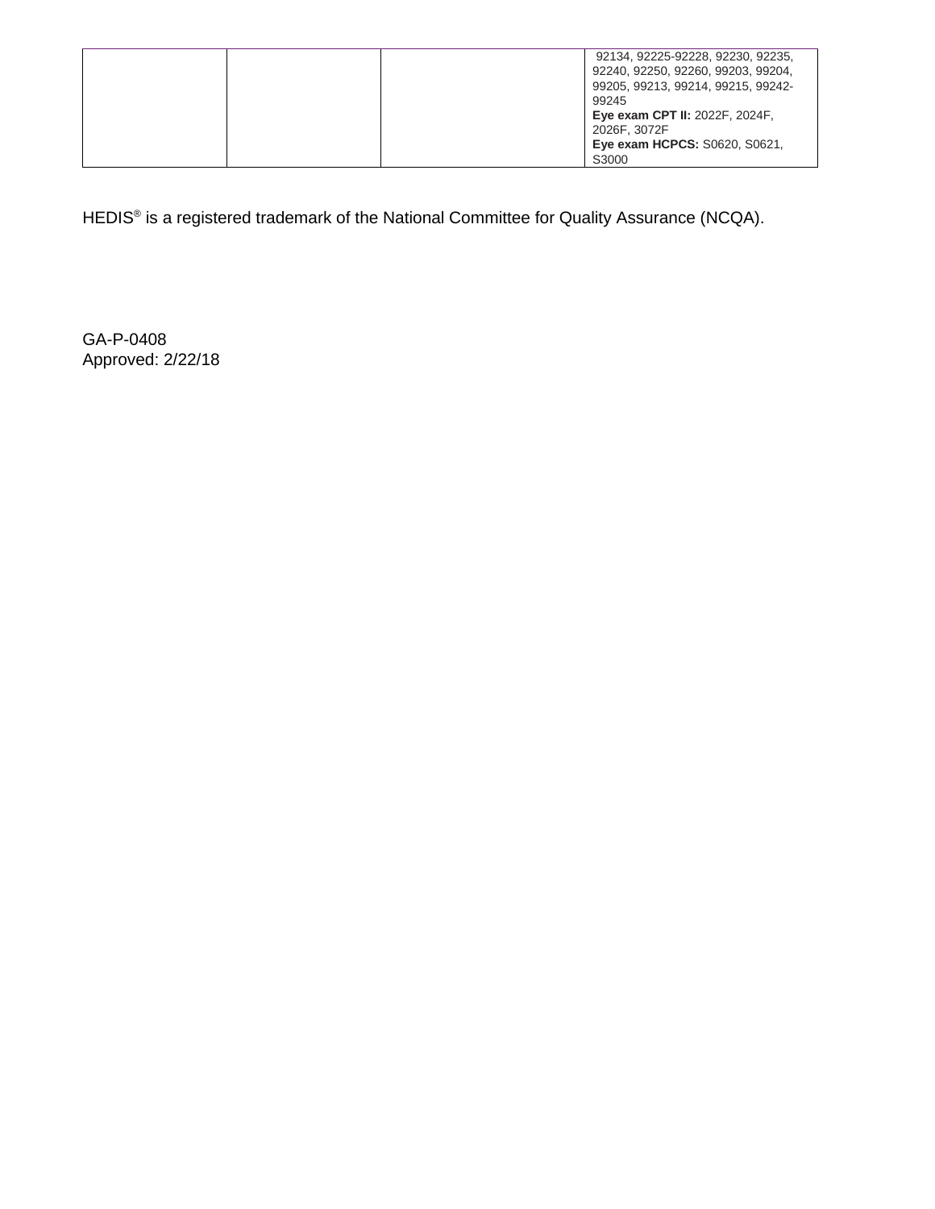| | | | |
|---|---|---|---|
| | | | 92134, 92225-92228, 92230, 92235, 92240, 92250, 92260, 99203, 99204, 99205, 99213, 99214, 99215, 99242-99245<br>**Eye exam CPT II:** 2022F, 2024F, 2026F, 3072F<br>**Eye exam HCPCS:** S0620, S0621, S3000 |

HEDIS® is a registered trademark of the National Committee for Quality Assurance (NCQA).

GA-P-0408
Approved: 2/22/18